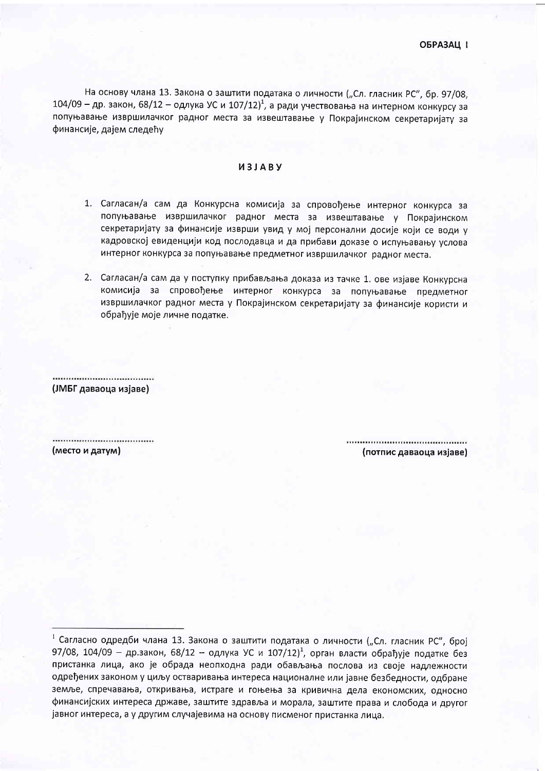**ОБРАЗАЦ I**

На основу члана 13. Закона о заштити података о личности („Сл. гласник РС", бр. 97/08, 104/09 – др. закон, 68/12 – одлука УС и 107/12)[1], а ради учествовања на интерном конкурсу за попуњавање извршилачког радног места за извештавање у Покрајинском секретаријату за финансије, дајем следећу

**ИЗЈАВУ**

1. Сагласан/а сам да Конкурсна комисија за спровођење интерног конкурса за попуњавање извршилачког радног места за извештавање у Покрајинском секретаријату за финансије изврши увид у мој персонални досије који се води у кадровској евиденцији код послодавца и да прибави доказе о испуњавању услова интерног конкурса за попуњавање предметног извршилачког радног места.

2. Сагласан/а сам да у поступку прибављања доказа из тачке 1. ове изјаве Конкурсна комисија за спровођење интерног конкурса за попуњавање предметног извршилачког радног места у Покрајинском секретаријату за финансије користи и обрађује моје личне податке.

.....................................
**(ЈМБГ даваоца изјаве)**

.....................................
**(место и датум)**

.............................................
**(потпис даваоца изјаве)**

---

[1] Сагласно одредби члана 13. Закона о заштити података о личности („Сл. гласник РС", број 97/08, 104/09 – др.закон, 68/12 – одлука УС и 107/12)[1], орган власти обрађује податке без пристанка лица, ако је обрада неопходна ради обављања послова из своје надлежности одређених законом у циљу остваривања интереса националне или јавне безбедности, одбране земље, спречавања, откривања, истраге и гоњења за кривична дела економских, односно финансијских интереса државе, заштите здравља и морала, заштите права и слобода и другог јавног интереса, а у другим случајевима на основу писменог пристанка лица.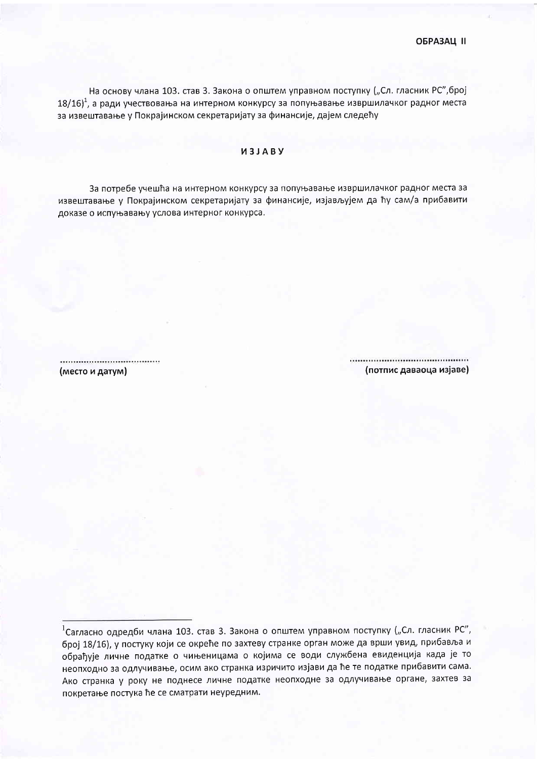**ОБРАЗАЦ II**

На основу члана 103. став 3. Закона о општем управном поступку („Сл. гласник РС",број 18/16)[1], а ради учествовања на интерном конкурсу за попуњавање извршилачког радног места за извештавање у Покрајинском секретаријату за финансије, дајем следећу

**ИЗЈАВУ**

За потребе учешћа на интерном конкурсу за попуњавање извршилачког радног места за извештавање у Покрајинском секретаријату за финансије, изјављујем да ћу сам/а прибавити доказе о испуњавању услова интерног конкурса.

.....................................
**(место и датум)**

...........................................
**(потпис даваоца изјаве)**

---

[1]Сагласно одредби члана 103. став 3. Закона о општем управном поступку („Сл. гласник РС", број 18/16), у постуку који се окреће по захтеву странке орган може да врши увид, прибавља и обрађује личне податке о чињеницама о којима се води службена евиденција када је то неопходно за одлучивање, осим ако странка изричито изјави да ће те податке прибавити сама. Ако странка у року не поднесе личне податке неопходне за одлучивање органе, захтев за покретање постука ће се сматрати неуредним.